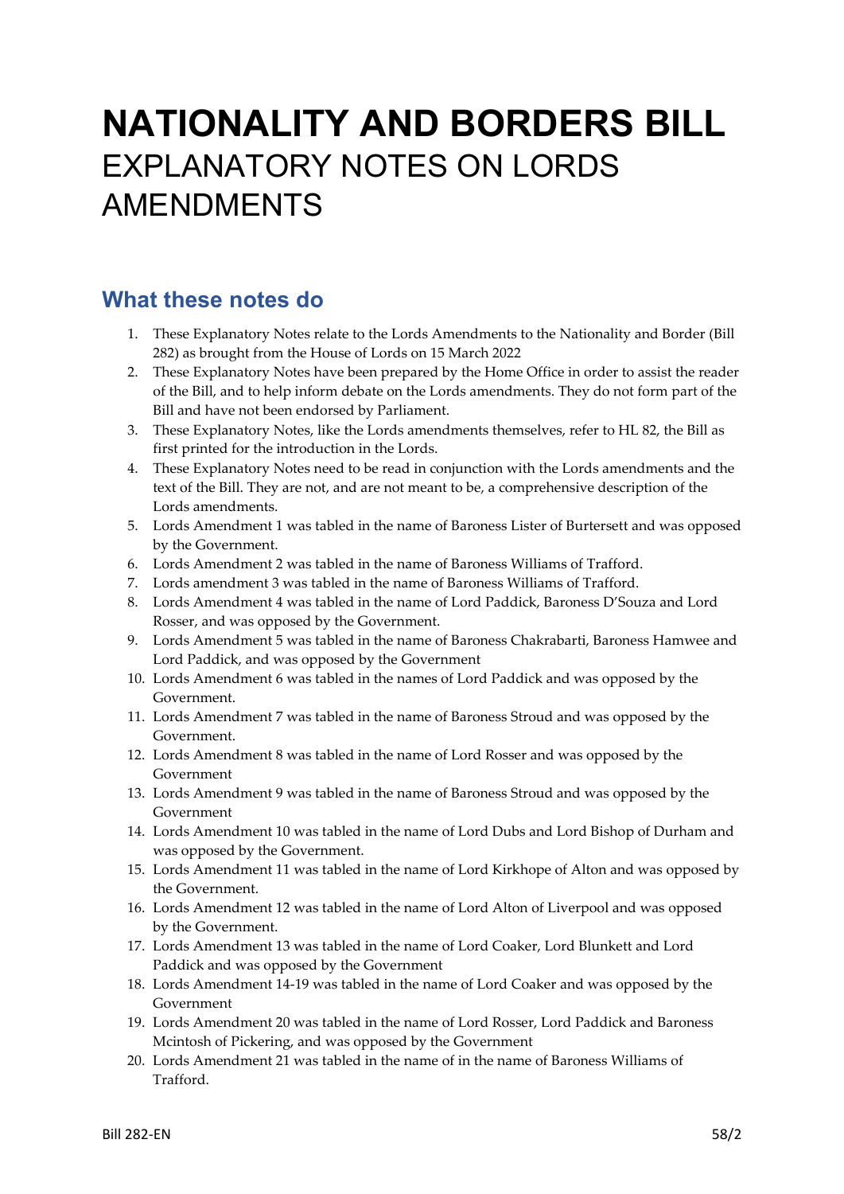# NATIONALITY AND BORDERS BILL

EXPLANATORY NOTES ON LORDS AMENDMENTS

## What these notes do

1. These Explanatory Notes relate to the Lords Amendments to the Nationality and Border (Bill 282) as brought from the House of Lords on 15 March 2022
2. These Explanatory Notes have been prepared by the Home Office in order to assist the reader of the Bill, and to help inform debate on the Lords amendments. They do not form part of the Bill and have not been endorsed by Parliament.
3. These Explanatory Notes, like the Lords amendments themselves, refer to HL 82, the Bill as first printed for the introduction in the Lords.
4. These Explanatory Notes need to be read in conjunction with the Lords amendments and the text of the Bill. They are not, and are not meant to be, a comprehensive description of the Lords amendments.
5. Lords Amendment 1 was tabled in the name of Baroness Lister of Burtersett and was opposed by the Government.
6. Lords Amendment 2 was tabled in the name of Baroness Williams of Trafford.
7. Lords amendment 3 was tabled in the name of Baroness Williams of Trafford.
8. Lords Amendment 4 was tabled in the name of Lord Paddick, Baroness D'Souza and Lord Rosser, and was opposed by the Government.
9. Lords Amendment 5 was tabled in the name of Baroness Chakrabarti, Baroness Hamwee and Lord Paddick, and was opposed by the Government
10. Lords Amendment 6 was tabled in the names of Lord Paddick and was opposed by the Government.
11. Lords Amendment 7 was tabled in the name of Baroness Stroud and was opposed by the Government.
12. Lords Amendment 8 was tabled in the name of Lord Rosser and was opposed by the Government
13. Lords Amendment 9 was tabled in the name of Baroness Stroud and was opposed by the Government
14. Lords Amendment 10 was tabled in the name of Lord Dubs and Lord Bishop of Durham and was opposed by the Government.
15. Lords Amendment 11 was tabled in the name of Lord Kirkhope of Alton and was opposed by the Government.
16. Lords Amendment 12 was tabled in the name of Lord Alton of Liverpool and was opposed by the Government.
17. Lords Amendment 13 was tabled in the name of Lord Coaker, Lord Blunkett and Lord Paddick and was opposed by the Government
18. Lords Amendment 14-19 was tabled in the name of Lord Coaker and was opposed by the Government
19. Lords Amendment 20 was tabled in the name of Lord Rosser, Lord Paddick and Baroness Mcintosh of Pickering, and was opposed by the Government
20. Lords Amendment 21 was tabled in the name of in the name of Baroness Williams of Trafford.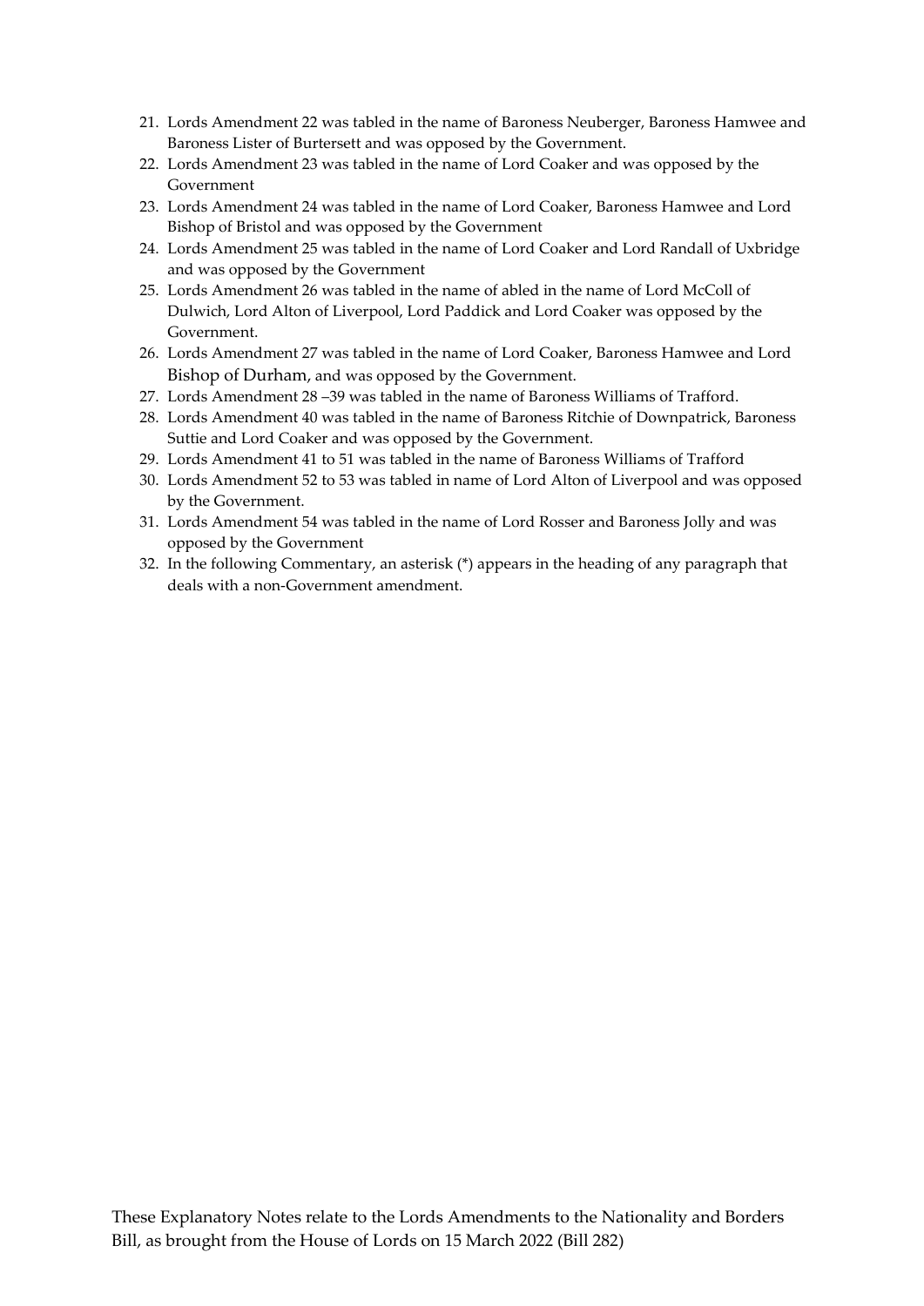21. Lords Amendment 22 was tabled in the name of Baroness Neuberger, Baroness Hamwee and Baroness Lister of Burtersett and was opposed by the Government.
22. Lords Amendment 23 was tabled in the name of Lord Coaker and was opposed by the Government
23. Lords Amendment 24 was tabled in the name of Lord Coaker, Baroness Hamwee and Lord Bishop of Bristol and was opposed by the Government
24. Lords Amendment 25 was tabled in the name of Lord Coaker and Lord Randall of Uxbridge and was opposed by the Government
25. Lords Amendment 26 was tabled in the name of abled in the name of Lord McColl of Dulwich, Lord Alton of Liverpool, Lord Paddick and Lord Coaker was opposed by the Government.
26. Lords Amendment 27 was tabled in the name of Lord Coaker, Baroness Hamwee and Lord Bishop of Durham, and was opposed by the Government.
27. Lords Amendment 28 –39 was tabled in the name of Baroness Williams of Trafford.
28. Lords Amendment 40 was tabled in the name of Baroness Ritchie of Downpatrick, Baroness Suttie and Lord Coaker and was opposed by the Government.
29. Lords Amendment 41 to 51 was tabled in the name of Baroness Williams of Trafford
30. Lords Amendment 52 to 53 was tabled in name of Lord Alton of Liverpool and was opposed by the Government.
31. Lords Amendment 54 was tabled in the name of Lord Rosser and Baroness Jolly and was opposed by the Government
32. In the following Commentary, an asterisk (*) appears in the heading of any paragraph that deals with a non-Government amendment.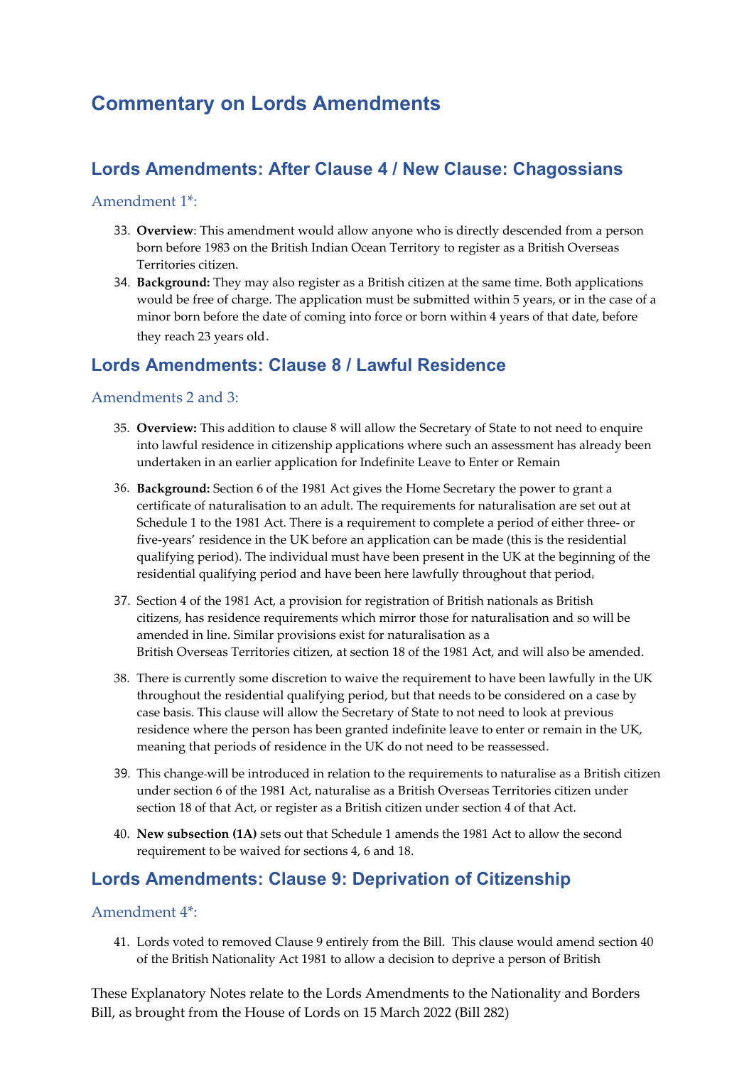# Commentary on Lords Amendments

## Lords Amendments: After Clause 4 / New Clause: Chagossians

### Amendment 1*:

33. **Overview**: This amendment would allow anyone who is directly descended from a person born before 1983 on the British Indian Ocean Territory to register as a British Overseas Territories citizen.
34. **Background:** They may also register as a British citizen at the same time. Both applications would be free of charge. The application must be submitted within 5 years, or in the case of a minor born before the date of coming into force or born within 4 years of that date, before they reach 23 years old.

## Lords Amendments: Clause 8 / Lawful Residence

### Amendments 2 and 3:

35. **Overview:** This addition to clause 8 will allow the Secretary of State to not need to enquire into lawful residence in citizenship applications where such an assessment has already been undertaken in an earlier application for Indefinite Leave to Enter or Remain
36. **Background:** Section 6 of the 1981 Act gives the Home Secretary the power to grant a certificate of naturalisation to an adult. The requirements for naturalisation are set out at Schedule 1 to the 1981 Act. There is a requirement to complete a period of either three- or five-years' residence in the UK before an application can be made (this is the residential qualifying period). The individual must have been present in the UK at the beginning of the residential qualifying period and have been here lawfully throughout that period.
37. Section 4 of the 1981 Act, a provision for registration of British nationals as British citizens, has residence requirements which mirror those for naturalisation and so will be amended in line. Similar provisions exist for naturalisation as a British Overseas Territories citizen, at section 18 of the 1981 Act, and will also be amended.
38. There is currently some discretion to waive the requirement to have been lawfully in the UK throughout the residential qualifying period, but that needs to be considered on a case by case basis. This clause will allow the Secretary of State to not need to look at previous residence where the person has been granted indefinite leave to enter or remain in the UK, meaning that periods of residence in the UK do not need to be reassessed.
39. This change will be introduced in relation to the requirements to naturalise as a British citizen under section 6 of the 1981 Act, naturalise as a British Overseas Territories citizen under section 18 of that Act, or register as a British citizen under section 4 of that Act.
40. **New subsection (1A)** sets out that Schedule 1 amends the 1981 Act to allow the second requirement to be waived for sections 4, 6 and 18.

## Lords Amendments: Clause 9: Deprivation of Citizenship

### Amendment 4*:

41. Lords voted to removed Clause 9 entirely from the Bill. This clause would amend section 40 of the British Nationality Act 1981 to allow a decision to deprive a person of British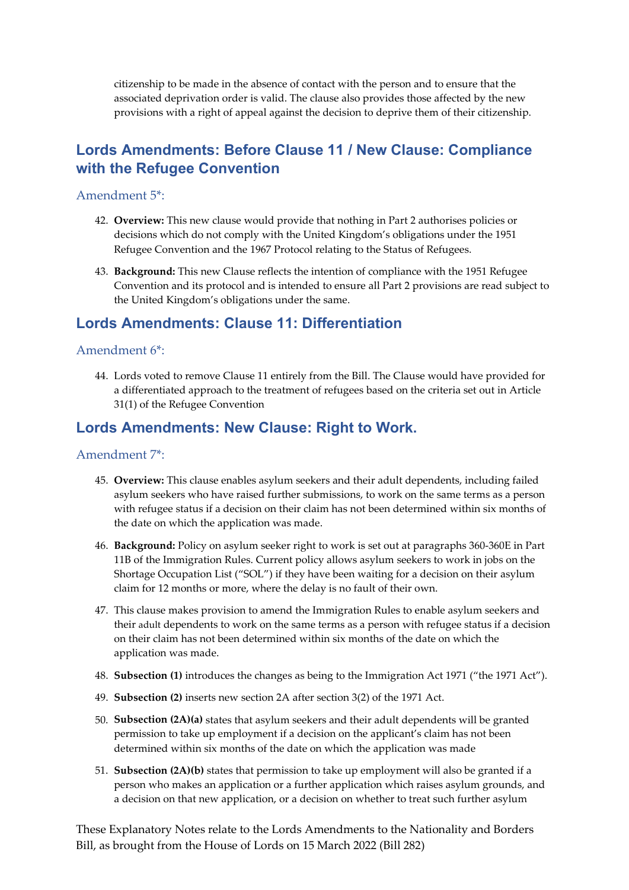citizenship to be made in the absence of contact with the person and to ensure that the associated deprivation order is valid. The clause also provides those affected by the new provisions with a right of appeal against the decision to deprive them of their citizenship.

## Lords Amendments: Before Clause 11 / New Clause: Compliance with the Refugee Convention

### Amendment 5*:

42. **Overview:** This new clause would provide that nothing in Part 2 authorises policies or decisions which do not comply with the United Kingdom's obligations under the 1951 Refugee Convention and the 1967 Protocol relating to the Status of Refugees.

43. **Background:** This new Clause reflects the intention of compliance with the 1951 Refugee Convention and its protocol and is intended to ensure all Part 2 provisions are read subject to the United Kingdom's obligations under the same.

## Lords Amendments: Clause 11: Differentiation

### Amendment 6*:

44. Lords voted to remove Clause 11 entirely from the Bill. The Clause would have provided for a differentiated approach to the treatment of refugees based on the criteria set out in Article 31(1) of the Refugee Convention

## Lords Amendments: New Clause: Right to Work.

### Amendment 7*:

45. **Overview:** This clause enables asylum seekers and their adult dependents, including failed asylum seekers who have raised further submissions, to work on the same terms as a person with refugee status if a decision on their claim has not been determined within six months of the date on which the application was made.

46. **Background:** Policy on asylum seeker right to work is set out at paragraphs 360-360E in Part 11B of the Immigration Rules. Current policy allows asylum seekers to work in jobs on the Shortage Occupation List ("SOL") if they have been waiting for a decision on their asylum claim for 12 months or more, where the delay is no fault of their own.

47. This clause makes provision to amend the Immigration Rules to enable asylum seekers and their adult dependents to work on the same terms as a person with refugee status if a decision on their claim has not been determined within six months of the date on which the application was made.

48. **Subsection (1)** introduces the changes as being to the Immigration Act 1971 ("the 1971 Act").

49. **Subsection (2)** inserts new section 2A after section 3(2) of the 1971 Act.

50. **Subsection (2A)(a)** states that asylum seekers and their adult dependents will be granted permission to take up employment if a decision on the applicant's claim has not been determined within six months of the date on which the application was made

51. **Subsection (2A)(b)** states that permission to take up employment will also be granted if a person who makes an application or a further application which raises asylum grounds, and a decision on that new application, or a decision on whether to treat such further asylum

These Explanatory Notes relate to the Lords Amendments to the Nationality and Borders Bill, as brought from the House of Lords on 15 March 2022 (Bill 282)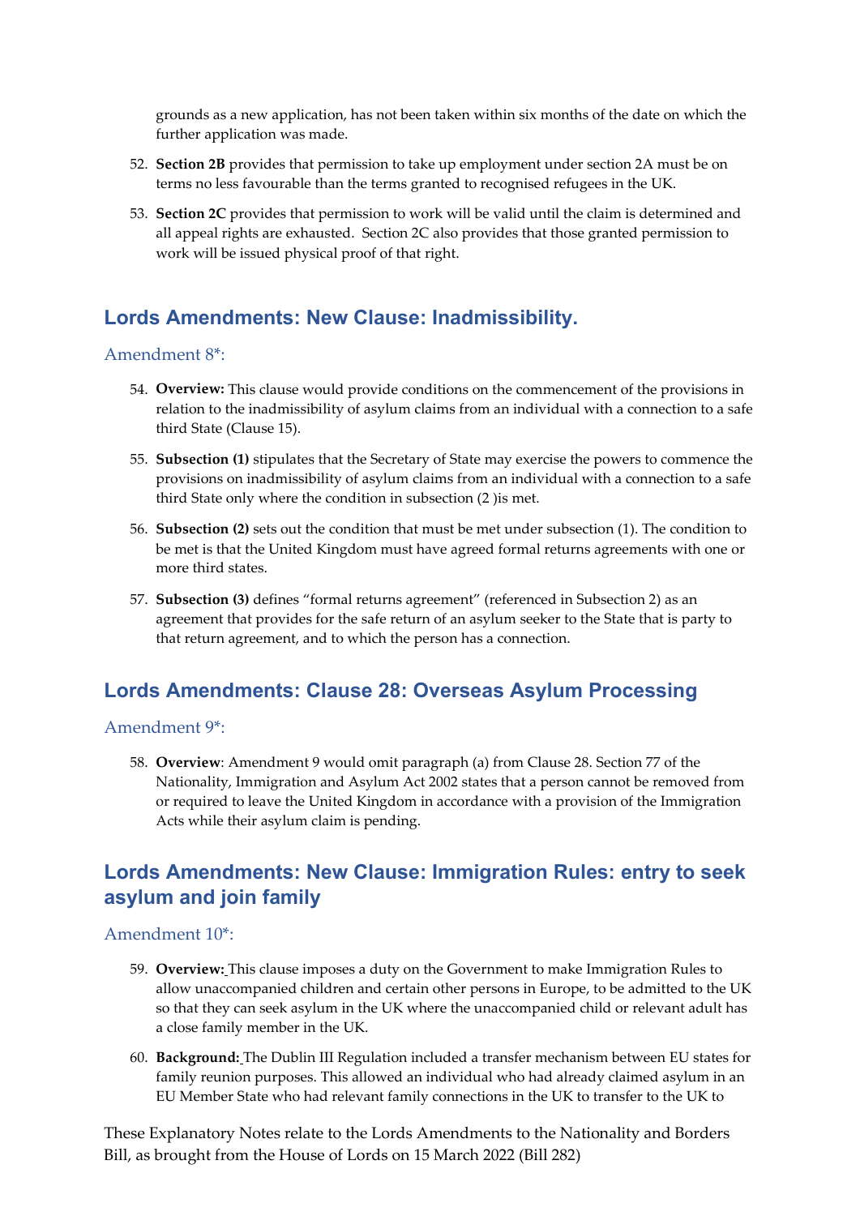grounds as a new application, has not been taken within six months of the date on which the further application was made.

52. **Section 2B** provides that permission to take up employment under section 2A must be on terms no less favourable than the terms granted to recognised refugees in the UK.

53. **Section 2C** provides that permission to work will be valid until the claim is determined and all appeal rights are exhausted. Section 2C also provides that those granted permission to work will be issued physical proof of that right.

## Lords Amendments: New Clause: Inadmissibility.

### Amendment 8*:

54. **Overview:** This clause would provide conditions on the commencement of the provisions in relation to the inadmissibility of asylum claims from an individual with a connection to a safe third State (Clause 15).

55. **Subsection (1)** stipulates that the Secretary of State may exercise the powers to commence the provisions on inadmissibility of asylum claims from an individual with a connection to a safe third State only where the condition in subsection (2 )is met.

56. **Subsection (2)** sets out the condition that must be met under subsection (1). The condition to be met is that the United Kingdom must have agreed formal returns agreements with one or more third states.

57. **Subsection (3)** defines "formal returns agreement" (referenced in Subsection 2) as an agreement that provides for the safe return of an asylum seeker to the State that is party to that return agreement, and to which the person has a connection.

## Lords Amendments: Clause 28: Overseas Asylum Processing

### Amendment 9*:

58. **Overview**: Amendment 9 would omit paragraph (a) from Clause 28. Section 77 of the Nationality, Immigration and Asylum Act 2002 states that a person cannot be removed from or required to leave the United Kingdom in accordance with a provision of the Immigration Acts while their asylum claim is pending.

## Lords Amendments: New Clause: Immigration Rules: entry to seek asylum and join family

### Amendment 10*:

59. **Overview:** This clause imposes a duty on the Government to make Immigration Rules to allow unaccompanied children and certain other persons in Europe, to be admitted to the UK so that they can seek asylum in the UK where the unaccompanied child or relevant adult has a close family member in the UK.

60. **Background:** The Dublin III Regulation included a transfer mechanism between EU states for family reunion purposes. This allowed an individual who had already claimed asylum in an EU Member State who had relevant family connections in the UK to transfer to the UK to

These Explanatory Notes relate to the Lords Amendments to the Nationality and Borders Bill, as brought from the House of Lords on 15 March 2022 (Bill 282)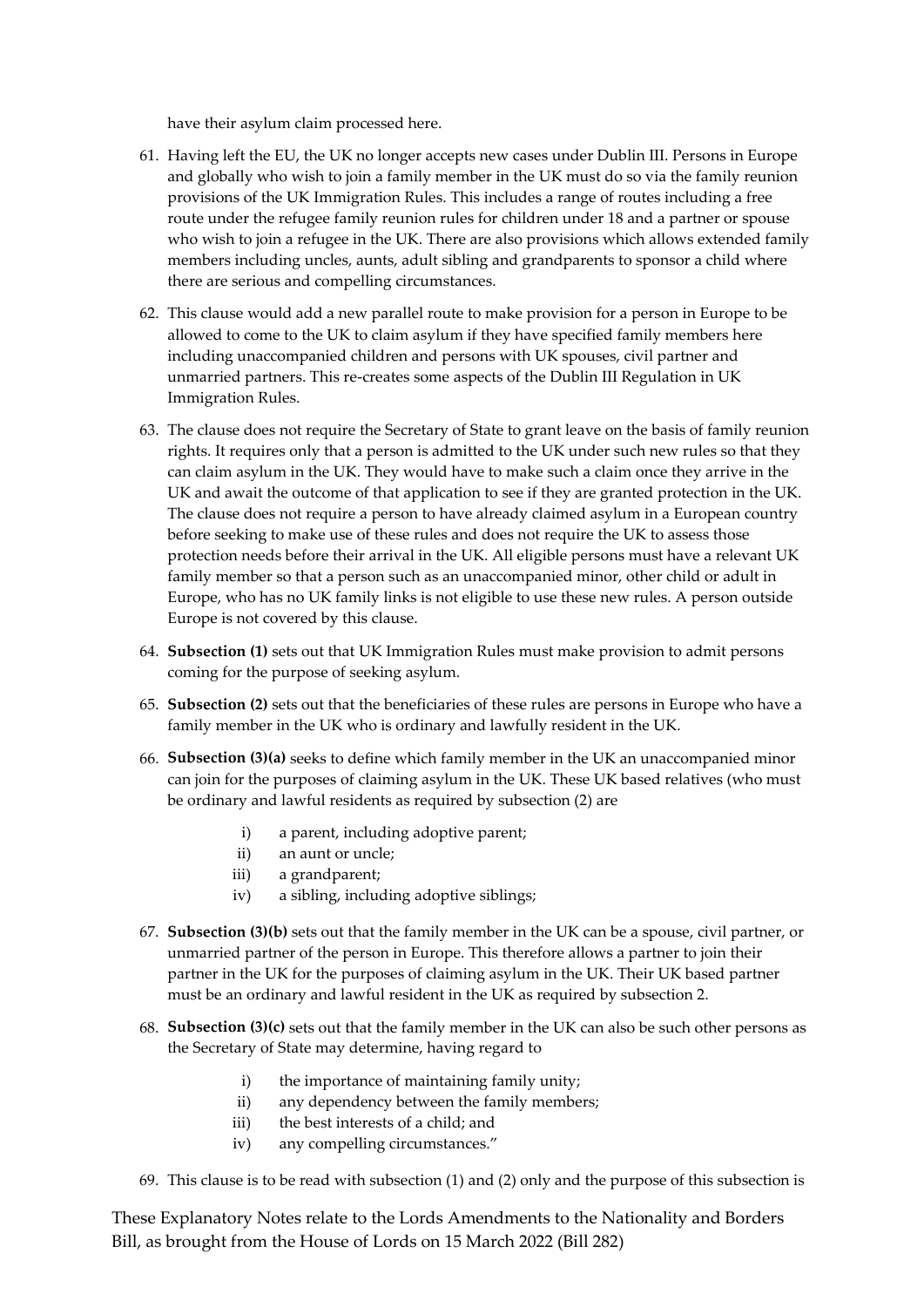have their asylum claim processed here.

61. Having left the EU, the UK no longer accepts new cases under Dublin III. Persons in Europe and globally who wish to join a family member in the UK must do so via the family reunion provisions of the UK Immigration Rules. This includes a range of routes including a free route under the refugee family reunion rules for children under 18 and a partner or spouse who wish to join a refugee in the UK. There are also provisions which allows extended family members including uncles, aunts, adult sibling and grandparents to sponsor a child where there are serious and compelling circumstances.

62. This clause would add a new parallel route to make provision for a person in Europe to be allowed to come to the UK to claim asylum if they have specified family members here including unaccompanied children and persons with UK spouses, civil partner and unmarried partners. This re-creates some aspects of the Dublin III Regulation in UK Immigration Rules.

63. The clause does not require the Secretary of State to grant leave on the basis of family reunion rights. It requires only that a person is admitted to the UK under such new rules so that they can claim asylum in the UK. They would have to make such a claim once they arrive in the UK and await the outcome of that application to see if they are granted protection in the UK. The clause does not require a person to have already claimed asylum in a European country before seeking to make use of these rules and does not require the UK to assess those protection needs before their arrival in the UK. All eligible persons must have a relevant UK family member so that a person such as an unaccompanied minor, other child or adult in Europe, who has no UK family links is not eligible to use these new rules. A person outside Europe is not covered by this clause.

64. **Subsection (1)** sets out that UK Immigration Rules must make provision to admit persons coming for the purpose of seeking asylum.

65. **Subsection (2)** sets out that the beneficiaries of these rules are persons in Europe who have a family member in the UK who is ordinary and lawfully resident in the UK.

66. **Subsection (3)(a)** seeks to define which family member in the UK an unaccompanied minor can join for the purposes of claiming asylum in the UK. These UK based relatives (who must be ordinary and lawful residents as required by subsection (2) are

    i) a parent, including adoptive parent;
    ii) an aunt or uncle;
    iii) a grandparent;
    iv) a sibling, including adoptive siblings;

67. **Subsection (3)(b)** sets out that the family member in the UK can be a spouse, civil partner, or unmarried partner of the person in Europe. This therefore allows a partner to join their partner in the UK for the purposes of claiming asylum in the UK. Their UK based partner must be an ordinary and lawful resident in the UK as required by subsection 2.

68. **Subsection (3)(c)** sets out that the family member in the UK can also be such other persons as the Secretary of State may determine, having regard to

    i) the importance of maintaining family unity;
    ii) any dependency between the family members;
    iii) the best interests of a child; and
    iv) any compelling circumstances."

69. This clause is to be read with subsection (1) and (2) only and the purpose of this subsection is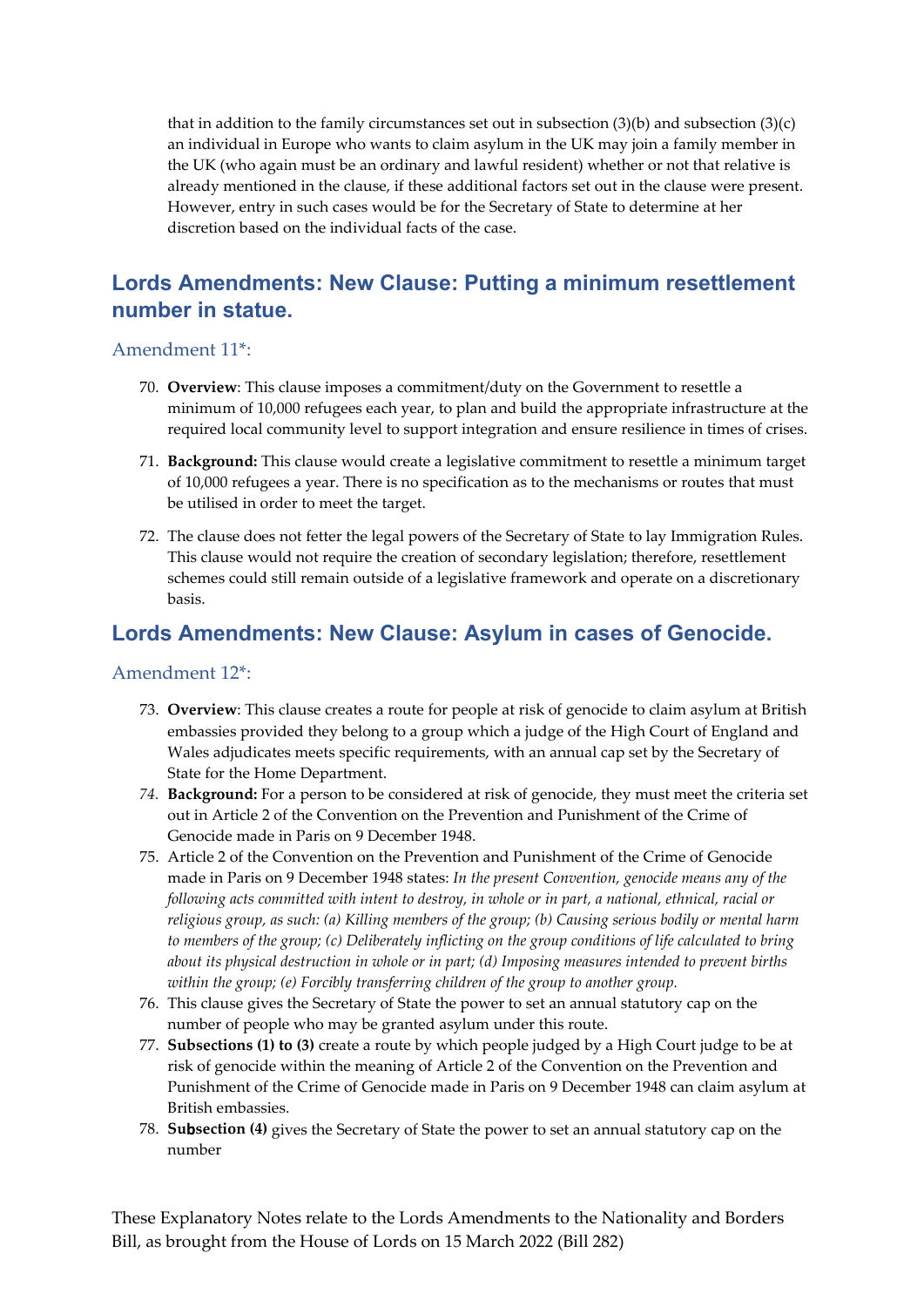that in addition to the family circumstances set out in subsection (3)(b) and subsection (3)(c) an individual in Europe who wants to claim asylum in the UK may join a family member in the UK (who again must be an ordinary and lawful resident) whether or not that relative is already mentioned in the clause, if these additional factors set out in the clause were present. However, entry in such cases would be for the Secretary of State to determine at her discretion based on the individual facts of the case.

## Lords Amendments: New Clause: Putting a minimum resettlement number in statue.

### Amendment 11*:

70. **Overview**: This clause imposes a commitment/duty on the Government to resettle a minimum of 10,000 refugees each year, to plan and build the appropriate infrastructure at the required local community level to support integration and ensure resilience in times of crises.
71. **Background:** This clause would create a legislative commitment to resettle a minimum target of 10,000 refugees a year. There is no specification as to the mechanisms or routes that must be utilised in order to meet the target.
72. The clause does not fetter the legal powers of the Secretary of State to lay Immigration Rules. This clause would not require the creation of secondary legislation; therefore, resettlement schemes could still remain outside of a legislative framework and operate on a discretionary basis.

## Lords Amendments: New Clause: Asylum in cases of Genocide.

### Amendment 12*:

73. **Overview**: This clause creates a route for people at risk of genocide to claim asylum at British embassies provided they belong to a group which a judge of the High Court of England and Wales adjudicates meets specific requirements, with an annual cap set by the Secretary of State for the Home Department.
74. **Background:** For a person to be considered at risk of genocide, they must meet the criteria set out in Article 2 of the Convention on the Prevention and Punishment of the Crime of Genocide made in Paris on 9 December 1948.
75. Article 2 of the Convention on the Prevention and Punishment of the Crime of Genocide made in Paris on 9 December 1948 states: *In the present Convention, genocide means any of the following acts committed with intent to destroy, in whole or in part, a national, ethnical, racial or religious group, as such: (a) Killing members of the group; (b) Causing serious bodily or mental harm to members of the group; (c) Deliberately inflicting on the group conditions of life calculated to bring about its physical destruction in whole or in part; (d) Imposing measures intended to prevent births within the group; (e) Forcibly transferring children of the group to another group.*
76. This clause gives the Secretary of State the power to set an annual statutory cap on the number of people who may be granted asylum under this route.
77. **Subsections (1) to (3)** create a route by which people judged by a High Court judge to be at risk of genocide within the meaning of Article 2 of the Convention on the Prevention and Punishment of the Crime of Genocide made in Paris on 9 December 1948 can claim asylum at British embassies.
78. **Subsection (4)** gives the Secretary of State the power to set an annual statutory cap on the number

These Explanatory Notes relate to the Lords Amendments to the Nationality and Borders Bill, as brought from the House of Lords on 15 March 2022 (Bill 282)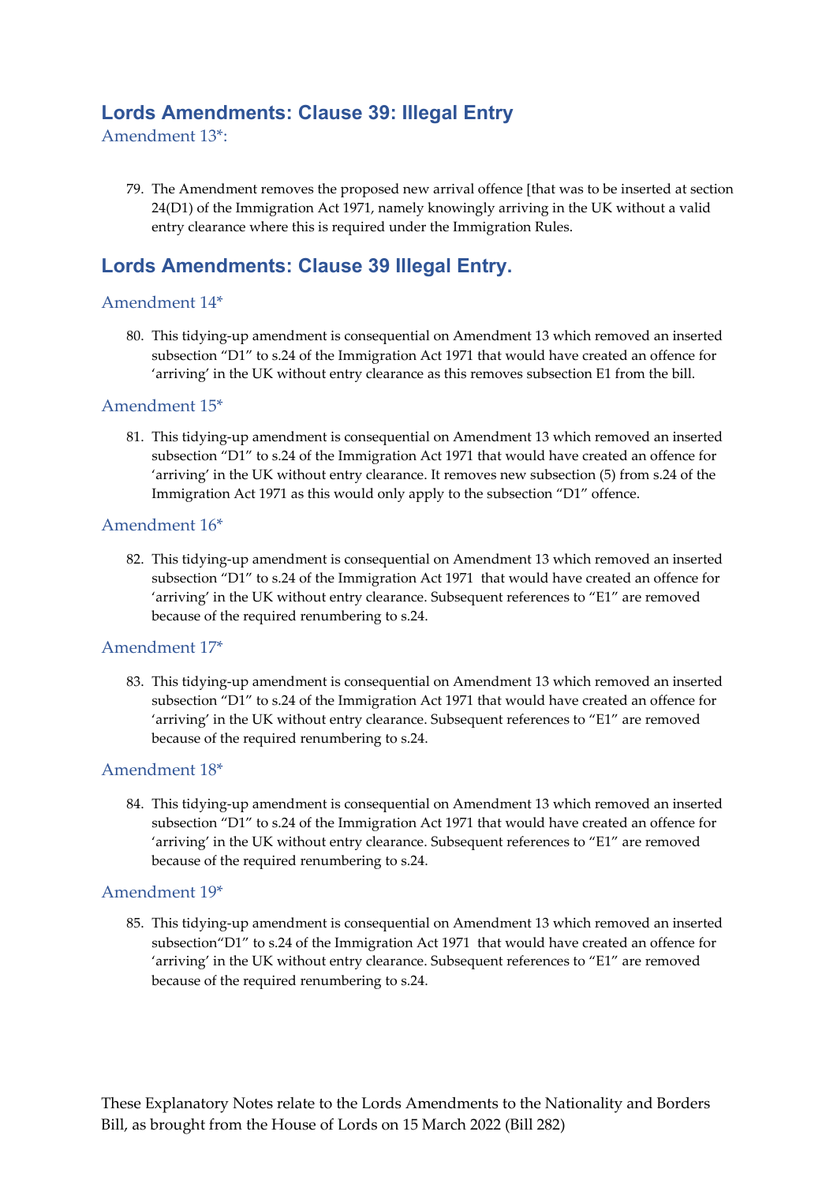## Lords Amendments: Clause 39: Illegal Entry

### Amendment 13*:

79. The Amendment removes the proposed new arrival offence [that was to be inserted at section 24(D1) of the Immigration Act 1971, namely knowingly arriving in the UK without a valid entry clearance where this is required under the Immigration Rules.

## Lords Amendments: Clause 39 Illegal Entry.

### Amendment 14*

80. This tidying-up amendment is consequential on Amendment 13 which removed an inserted subsection "D1" to s.24 of the Immigration Act 1971 that would have created an offence for 'arriving' in the UK without entry clearance as this removes subsection E1 from the bill.

### Amendment 15*

81. This tidying-up amendment is consequential on Amendment 13 which removed an inserted subsection "D1" to s.24 of the Immigration Act 1971 that would have created an offence for 'arriving' in the UK without entry clearance. It removes new subsection (5) from s.24 of the Immigration Act 1971 as this would only apply to the subsection "D1" offence.

### Amendment 16*

82. This tidying-up amendment is consequential on Amendment 13 which removed an inserted subsection "D1" to s.24 of the Immigration Act 1971 that would have created an offence for 'arriving' in the UK without entry clearance. Subsequent references to "E1" are removed because of the required renumbering to s.24.

### Amendment 17*

83. This tidying-up amendment is consequential on Amendment 13 which removed an inserted subsection "D1" to s.24 of the Immigration Act 1971 that would have created an offence for 'arriving' in the UK without entry clearance. Subsequent references to "E1" are removed because of the required renumbering to s.24.

### Amendment 18*

84. This tidying-up amendment is consequential on Amendment 13 which removed an inserted subsection "D1" to s.24 of the Immigration Act 1971 that would have created an offence for 'arriving' in the UK without entry clearance. Subsequent references to "E1" are removed because of the required renumbering to s.24.

### Amendment 19*

85. This tidying-up amendment is consequential on Amendment 13 which removed an inserted subsection"D1" to s.24 of the Immigration Act 1971 that would have created an offence for 'arriving' in the UK without entry clearance. Subsequent references to "E1" are removed because of the required renumbering to s.24.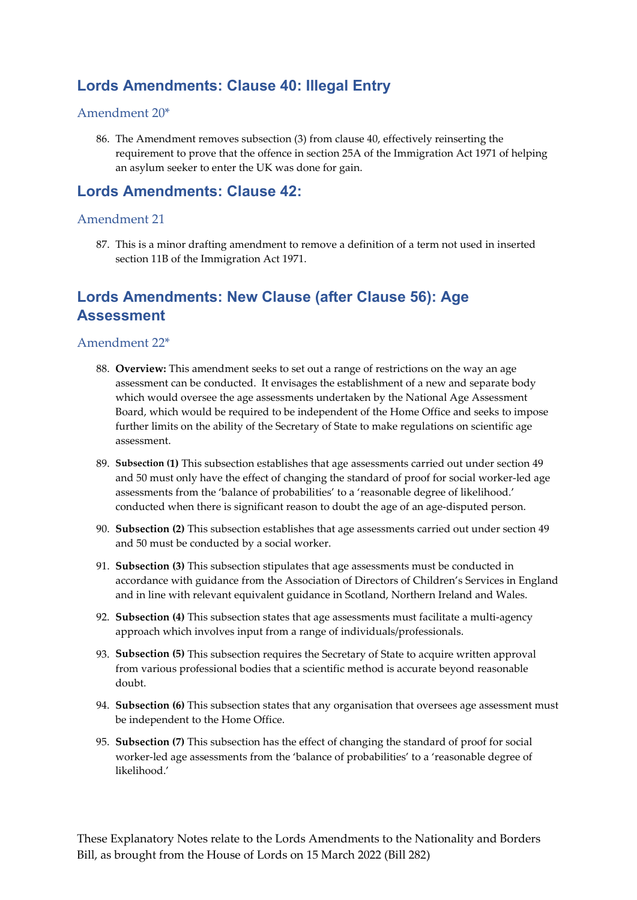## Lords Amendments: Clause 40: Illegal Entry

### Amendment 20*

86. The Amendment removes subsection (3) from clause 40, effectively reinserting the requirement to prove that the offence in section 25A of the Immigration Act 1971 of helping an asylum seeker to enter the UK was done for gain.

## Lords Amendments: Clause 42:

### Amendment 21

87. This is a minor drafting amendment to remove a definition of a term not used in inserted section 11B of the Immigration Act 1971.

## Lords Amendments: New Clause (after Clause 56): Age Assessment

### Amendment 22*

88. **Overview:** This amendment seeks to set out a range of restrictions on the way an age assessment can be conducted. It envisages the establishment of a new and separate body which would oversee the age assessments undertaken by the National Age Assessment Board, which would be required to be independent of the Home Office and seeks to impose further limits on the ability of the Secretary of State to make regulations on scientific age assessment.

89. **Subsection (1)** This subsection establishes that age assessments carried out under section 49 and 50 must only have the effect of changing the standard of proof for social worker-led age assessments from the 'balance of probabilities' to a 'reasonable degree of likelihood.' conducted when there is significant reason to doubt the age of an age-disputed person.

90. **Subsection (2)** This subsection establishes that age assessments carried out under section 49 and 50 must be conducted by a social worker.

91. **Subsection (3)** This subsection stipulates that age assessments must be conducted in accordance with guidance from the Association of Directors of Children's Services in England and in line with relevant equivalent guidance in Scotland, Northern Ireland and Wales.

92. **Subsection (4)** This subsection states that age assessments must facilitate a multi-agency approach which involves input from a range of individuals/professionals.

93. **Subsection (5)** This subsection requires the Secretary of State to acquire written approval from various professional bodies that a scientific method is accurate beyond reasonable doubt.

94. **Subsection (6)** This subsection states that any organisation that oversees age assessment must be independent to the Home Office.

95. **Subsection (7)** This subsection has the effect of changing the standard of proof for social worker-led age assessments from the 'balance of probabilities' to a 'reasonable degree of likelihood.'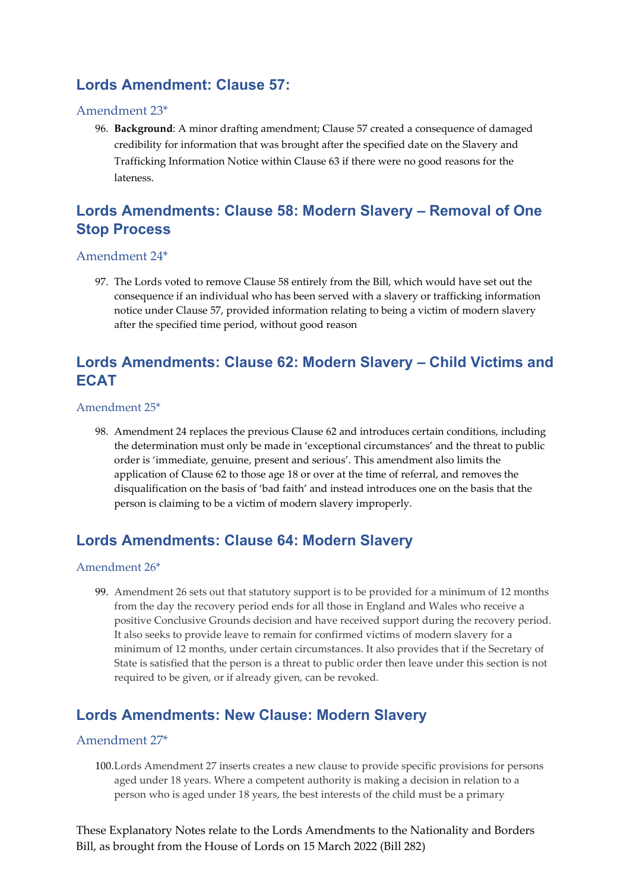## Lords Amendment: Clause 57:

### Amendment 23*

96. **Background**: A minor drafting amendment; Clause 57 created a consequence of damaged credibility for information that was brought after the specified date on the Slavery and Trafficking Information Notice within Clause 63 if there were no good reasons for the lateness.

## Lords Amendments: Clause 58: Modern Slavery – Removal of One Stop Process

### Amendment 24*

97. The Lords voted to remove Clause 58 entirely from the Bill, which would have set out the consequence if an individual who has been served with a slavery or trafficking information notice under Clause 57, provided information relating to being a victim of modern slavery after the specified time period, without good reason

## Lords Amendments: Clause 62: Modern Slavery – Child Victims and ECAT

### Amendment 25*

98. Amendment 24 replaces the previous Clause 62 and introduces certain conditions, including the determination must only be made in 'exceptional circumstances' and the threat to public order is 'immediate, genuine, present and serious'. This amendment also limits the application of Clause 62 to those age 18 or over at the time of referral, and removes the disqualification on the basis of 'bad faith' and instead introduces one on the basis that the person is claiming to be a victim of modern slavery improperly.

## Lords Amendments: Clause 64: Modern Slavery

### Amendment 26*

99. Amendment 26 sets out that statutory support is to be provided for a minimum of 12 months from the day the recovery period ends for all those in England and Wales who receive a positive Conclusive Grounds decision and have received support during the recovery period. It also seeks to provide leave to remain for confirmed victims of modern slavery for a minimum of 12 months, under certain circumstances. It also provides that if the Secretary of State is satisfied that the person is a threat to public order then leave under this section is not required to be given, or if already given, can be revoked.

## Lords Amendments: New Clause: Modern Slavery

### Amendment 27*

100. Lords Amendment 27 inserts creates a new clause to provide specific provisions for persons aged under 18 years. Where a competent authority is making a decision in relation to a person who is aged under 18 years, the best interests of the child must be a primary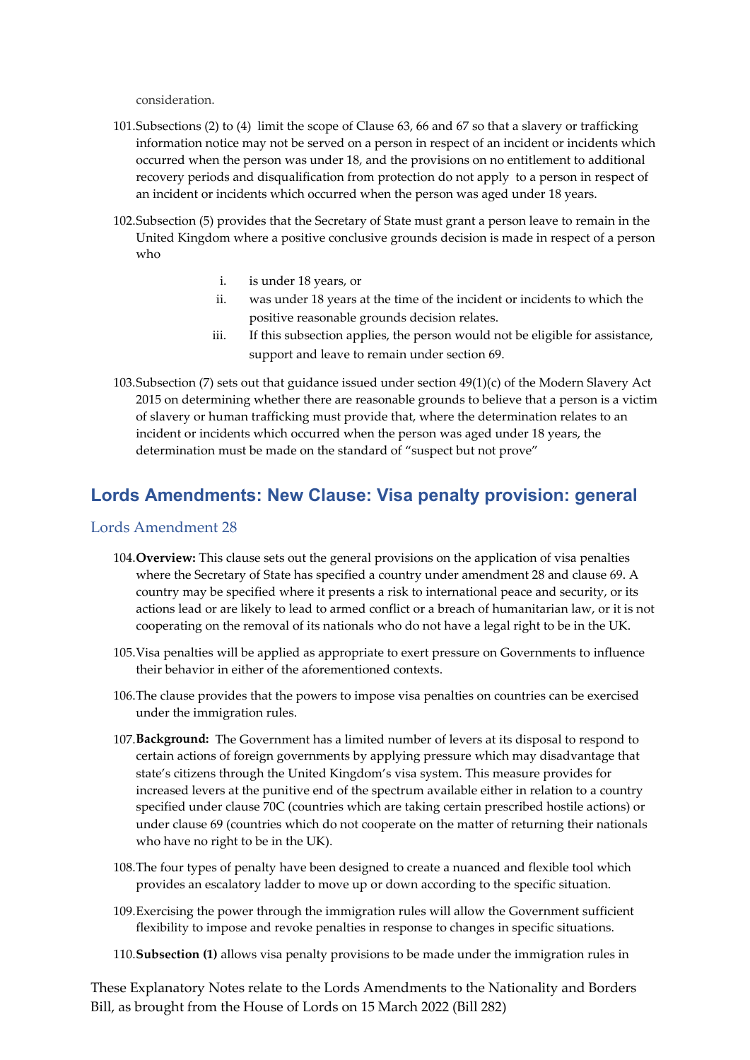consideration.

101. Subsections (2) to (4) limit the scope of Clause 63, 66 and 67 so that a slavery or trafficking information notice may not be served on a person in respect of an incident or incidents which occurred when the person was under 18, and the provisions on no entitlement to additional recovery periods and disqualification from protection do not apply to a person in respect of an incident or incidents which occurred when the person was aged under 18 years.

102. Subsection (5) provides that the Secretary of State must grant a person leave to remain in the United Kingdom where a positive conclusive grounds decision is made in respect of a person who

   i. is under 18 years, or
   ii. was under 18 years at the time of the incident or incidents to which the positive reasonable grounds decision relates.
   iii. If this subsection applies, the person would not be eligible for assistance, support and leave to remain under section 69.

103. Subsection (7) sets out that guidance issued under section 49(1)(c) of the Modern Slavery Act 2015 on determining whether there are reasonable grounds to believe that a person is a victim of slavery or human trafficking must provide that, where the determination relates to an incident or incidents which occurred when the person was aged under 18 years, the determination must be made on the standard of "suspect but not prove"

## Lords Amendments: New Clause: Visa penalty provision: general

### Lords Amendment 28

104. **Overview:** This clause sets out the general provisions on the application of visa penalties where the Secretary of State has specified a country under amendment 28 and clause 69. A country may be specified where it presents a risk to international peace and security, or its actions lead or are likely to lead to armed conflict or a breach of humanitarian law, or it is not cooperating on the removal of its nationals who do not have a legal right to be in the UK.

105. Visa penalties will be applied as appropriate to exert pressure on Governments to influence their behavior in either of the aforementioned contexts.

106. The clause provides that the powers to impose visa penalties on countries can be exercised under the immigration rules.

107. **Background:** The Government has a limited number of levers at its disposal to respond to certain actions of foreign governments by applying pressure which may disadvantage that state's citizens through the United Kingdom's visa system. This measure provides for increased levers at the punitive end of the spectrum available either in relation to a country specified under clause 70C (countries which are taking certain prescribed hostile actions) or under clause 69 (countries which do not cooperate on the matter of returning their nationals who have no right to be in the UK).

108. The four types of penalty have been designed to create a nuanced and flexible tool which provides an escalatory ladder to move up or down according to the specific situation.

109. Exercising the power through the immigration rules will allow the Government sufficient flexibility to impose and revoke penalties in response to changes in specific situations.

110. **Subsection (1)** allows visa penalty provisions to be made under the immigration rules in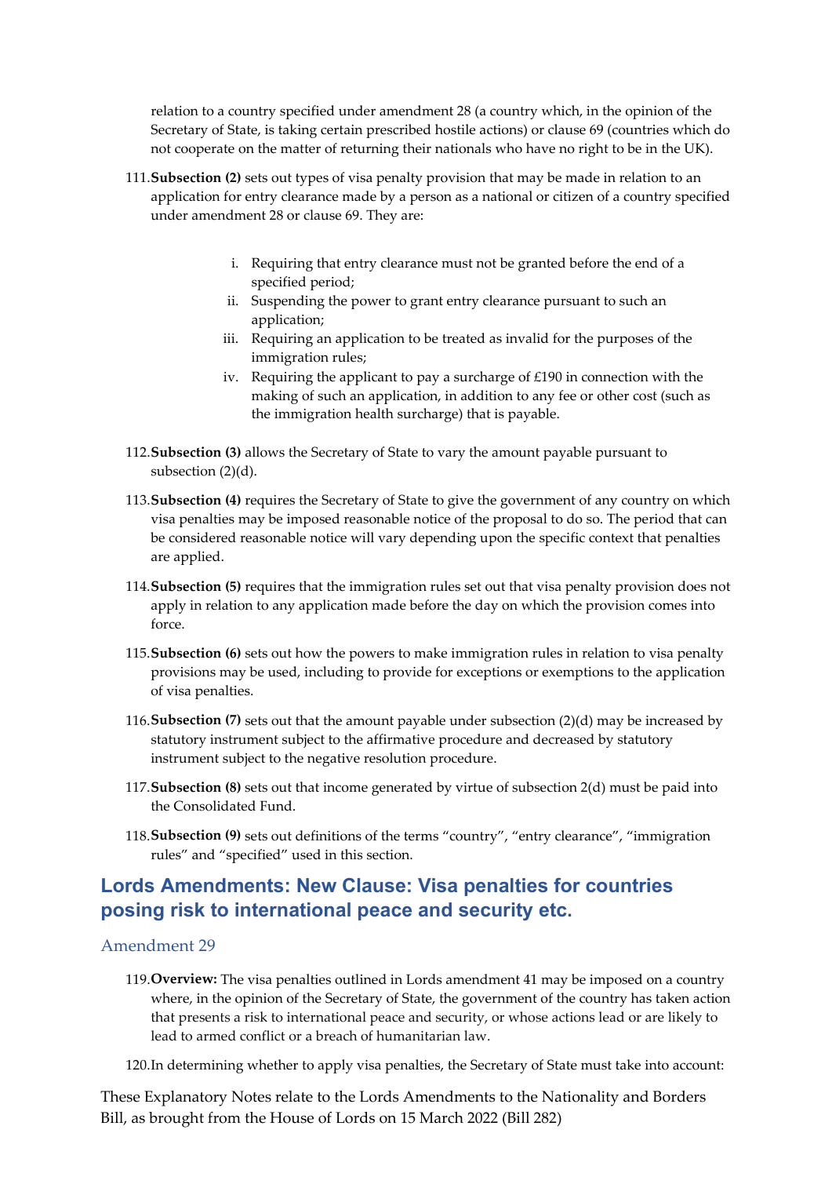relation to a country specified under amendment 28 (a country which, in the opinion of the Secretary of State, is taking certain prescribed hostile actions) or clause 69 (countries which do not cooperate on the matter of returning their nationals who have no right to be in the UK).

111. **Subsection (2)** sets out types of visa penalty provision that may be made in relation to an application for entry clearance made by a person as a national or citizen of a country specified under amendment 28 or clause 69. They are:

   i. Requiring that entry clearance must not be granted before the end of a specified period;
   ii. Suspending the power to grant entry clearance pursuant to such an application;
   iii. Requiring an application to be treated as invalid for the purposes of the immigration rules;
   iv. Requiring the applicant to pay a surcharge of £190 in connection with the making of such an application, in addition to any fee or other cost (such as the immigration health surcharge) that is payable.

112. **Subsection (3)** allows the Secretary of State to vary the amount payable pursuant to subsection (2)(d).

113. **Subsection (4)** requires the Secretary of State to give the government of any country on which visa penalties may be imposed reasonable notice of the proposal to do so. The period that can be considered reasonable notice will vary depending upon the specific context that penalties are applied.

114. **Subsection (5)** requires that the immigration rules set out that visa penalty provision does not apply in relation to any application made before the day on which the provision comes into force.

115. **Subsection (6)** sets out how the powers to make immigration rules in relation to visa penalty provisions may be used, including to provide for exceptions or exemptions to the application of visa penalties.

116. **Subsection (7)** sets out that the amount payable under subsection (2)(d) may be increased by statutory instrument subject to the affirmative procedure and decreased by statutory instrument subject to the negative resolution procedure.

117. **Subsection (8)** sets out that income generated by virtue of subsection 2(d) must be paid into the Consolidated Fund.

118. **Subsection (9)** sets out definitions of the terms “country”, “entry clearance”, “immigration rules” and “specified” used in this section.

## Lords Amendments: New Clause: Visa penalties for countries posing risk to international peace and security etc.

### Amendment 29

119. **Overview:** The visa penalties outlined in Lords amendment 41 may be imposed on a country where, in the opinion of the Secretary of State, the government of the country has taken action that presents a risk to international peace and security, or whose actions lead or are likely to lead to armed conflict or a breach of humanitarian law.

120. In determining whether to apply visa penalties, the Secretary of State must take into account: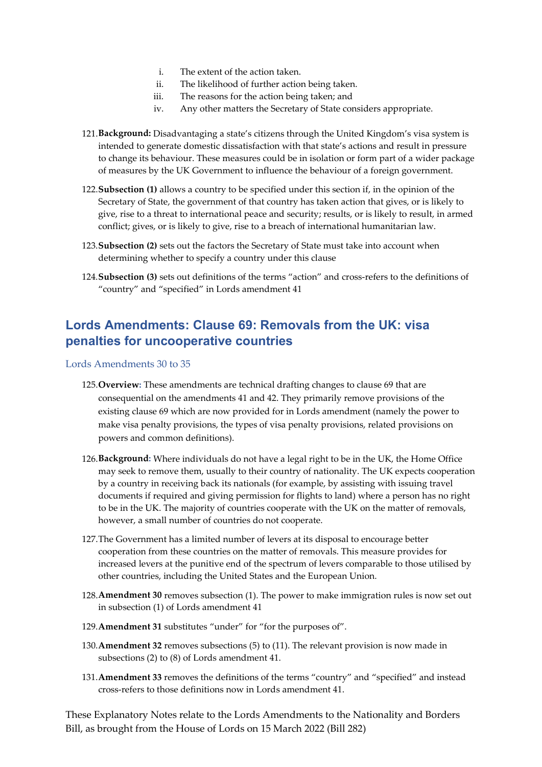i. The extent of the action taken.
ii. The likelihood of further action being taken.
iii. The reasons for the action being taken; and
iv. Any other matters the Secretary of State considers appropriate.

121. **Background:** Disadvantaging a state's citizens through the United Kingdom's visa system is intended to generate domestic dissatisfaction with that state's actions and result in pressure to change its behaviour. These measures could be in isolation or form part of a wider package of measures by the UK Government to influence the behaviour of a foreign government.

122. **Subsection (1)** allows a country to be specified under this section if, in the opinion of the Secretary of State, the government of that country has taken action that gives, or is likely to give, rise to a threat to international peace and security; results, or is likely to result, in armed conflict; gives, or is likely to give, rise to a breach of international humanitarian law.

123. **Subsection (2)** sets out the factors the Secretary of State must take into account when determining whether to specify a country under this clause

124. **Subsection (3)** sets out definitions of the terms "action" and cross-refers to the definitions of "country" and "specified" in Lords amendment 41

## Lords Amendments: Clause 69: Removals from the UK: visa penalties for uncooperative countries

### Lords Amendments 30 to 35

125. **Overview:** These amendments are technical drafting changes to clause 69 that are consequential on the amendments 41 and 42. They primarily remove provisions of the existing clause 69 which are now provided for in Lords amendment (namely the power to make visa penalty provisions, the types of visa penalty provisions, related provisions on powers and common definitions).

126. **Background:** Where individuals do not have a legal right to be in the UK, the Home Office may seek to remove them, usually to their country of nationality. The UK expects cooperation by a country in receiving back its nationals (for example, by assisting with issuing travel documents if required and giving permission for flights to land) where a person has no right to be in the UK. The majority of countries cooperate with the UK on the matter of removals, however, a small number of countries do not cooperate.

127. The Government has a limited number of levers at its disposal to encourage better cooperation from these countries on the matter of removals. This measure provides for increased levers at the punitive end of the spectrum of levers comparable to those utilised by other countries, including the United States and the European Union.

128. **Amendment 30** removes subsection (1). The power to make immigration rules is now set out in subsection (1) of Lords amendment 41

129. **Amendment 31** substitutes "under" for "for the purposes of".

130. **Amendment 32** removes subsections (5) to (11). The relevant provision is now made in subsections (2) to (8) of Lords amendment 41.

131. **Amendment 33** removes the definitions of the terms "country" and "specified" and instead cross-refers to those definitions now in Lords amendment 41.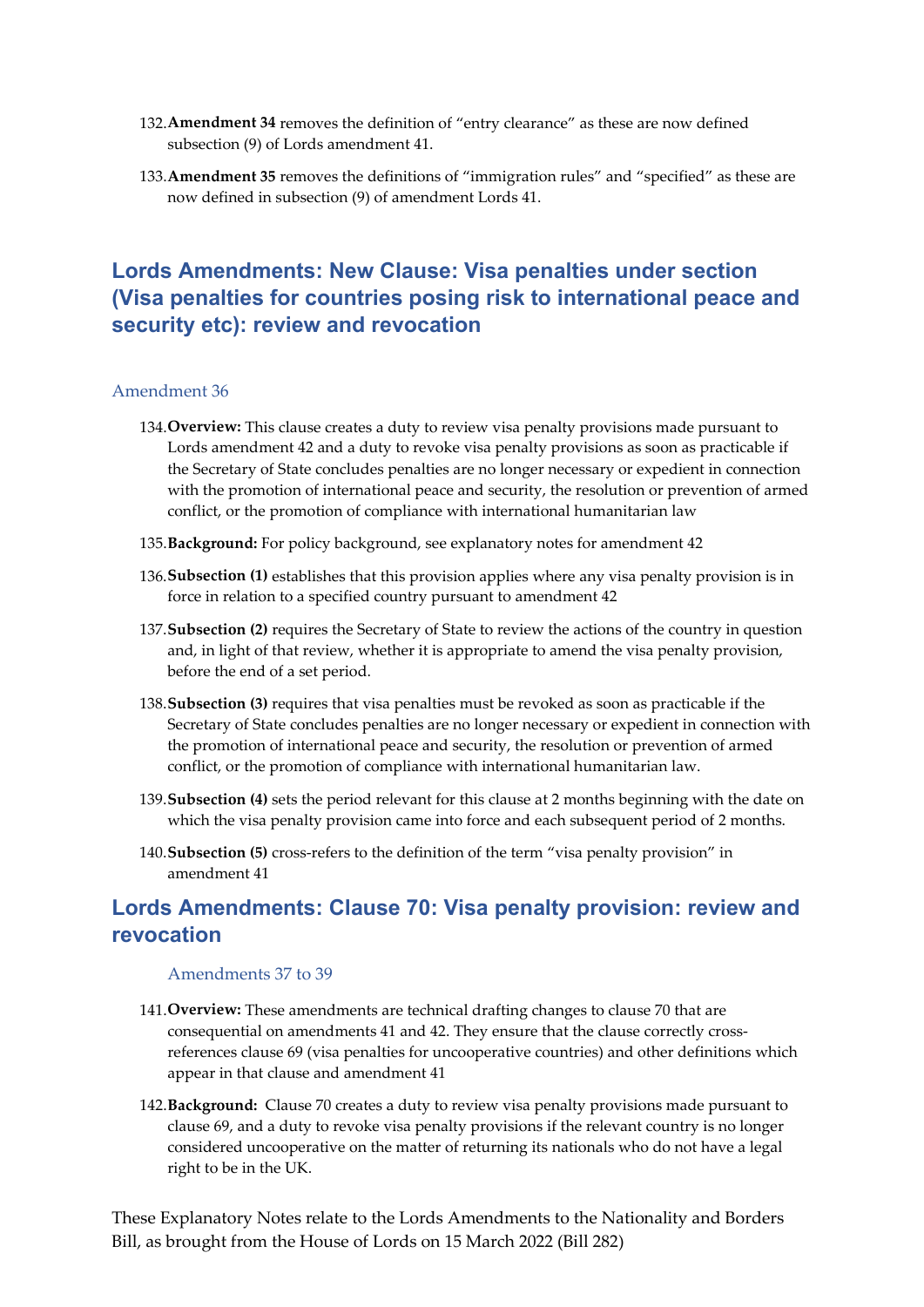132. **Amendment 34** removes the definition of "entry clearance" as these are now defined subsection (9) of Lords amendment 41.

133. **Amendment 35** removes the definitions of "immigration rules" and "specified" as these are now defined in subsection (9) of amendment Lords 41.

## Lords Amendments: New Clause: Visa penalties under section (Visa penalties for countries posing risk to international peace and security etc): review and revocation

### Amendment 36

134. **Overview:** This clause creates a duty to review visa penalty provisions made pursuant to Lords amendment 42 and a duty to revoke visa penalty provisions as soon as practicable if the Secretary of State concludes penalties are no longer necessary or expedient in connection with the promotion of international peace and security, the resolution or prevention of armed conflict, or the promotion of compliance with international humanitarian law

135. **Background:** For policy background, see explanatory notes for amendment 42

136. **Subsection (1)** establishes that this provision applies where any visa penalty provision is in force in relation to a specified country pursuant to amendment 42

137. **Subsection (2)** requires the Secretary of State to review the actions of the country in question and, in light of that review, whether it is appropriate to amend the visa penalty provision, before the end of a set period.

138. **Subsection (3)** requires that visa penalties must be revoked as soon as practicable if the Secretary of State concludes penalties are no longer necessary or expedient in connection with the promotion of international peace and security, the resolution or prevention of armed conflict, or the promotion of compliance with international humanitarian law.

139. **Subsection (4)** sets the period relevant for this clause at 2 months beginning with the date on which the visa penalty provision came into force and each subsequent period of 2 months.

140. **Subsection (5)** cross-refers to the definition of the term "visa penalty provision" in amendment 41

## Lords Amendments: Clause 70: Visa penalty provision: review and revocation

### Amendments 37 to 39

141. **Overview:** These amendments are technical drafting changes to clause 70 that are consequential on amendments 41 and 42. They ensure that the clause correctly cross-references clause 69 (visa penalties for uncooperative countries) and other definitions which appear in that clause and amendment 41

142. **Background:** Clause 70 creates a duty to review visa penalty provisions made pursuant to clause 69, and a duty to revoke visa penalty provisions if the relevant country is no longer considered uncooperative on the matter of returning its nationals who do not have a legal right to be in the UK.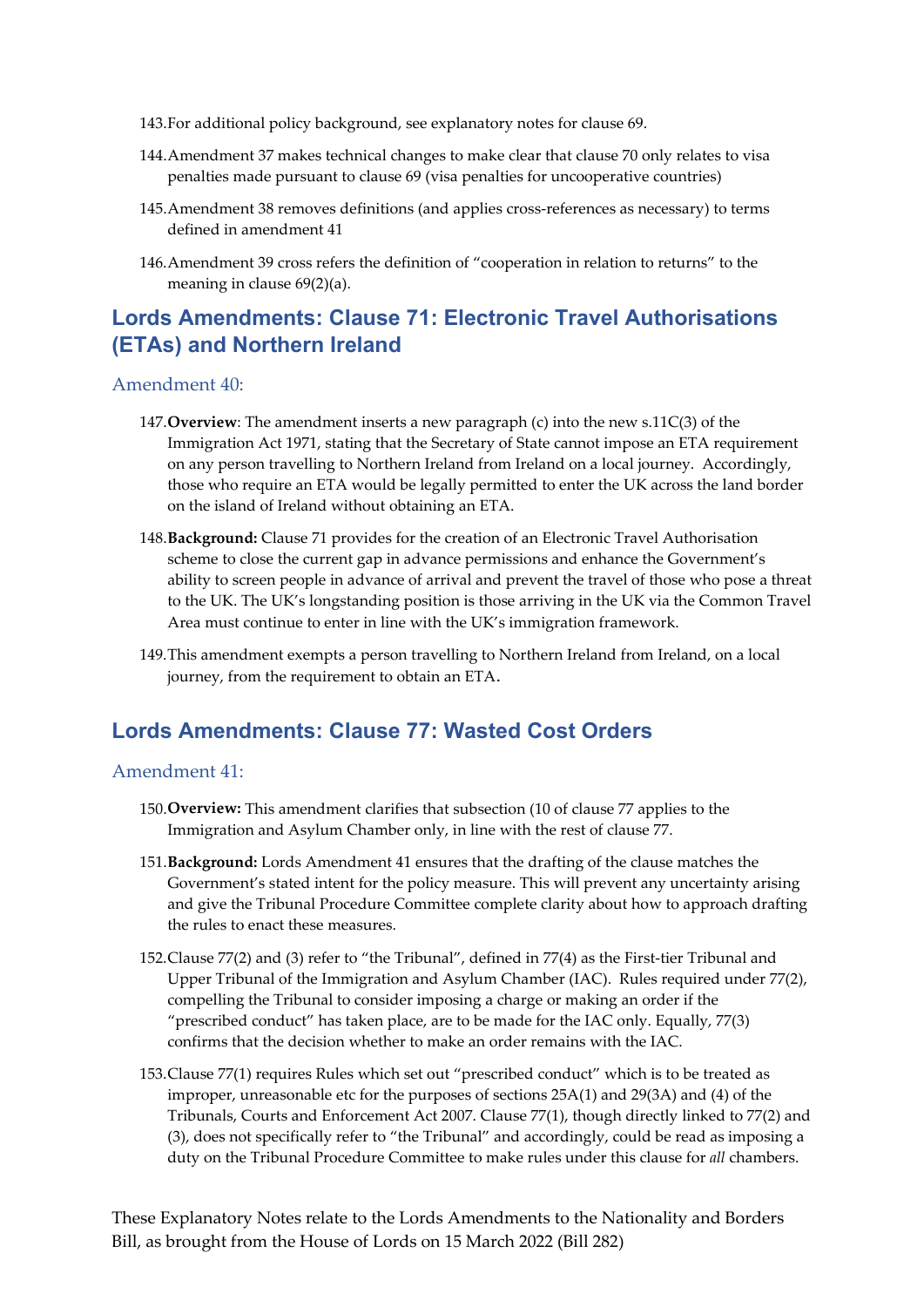143. For additional policy background, see explanatory notes for clause 69.

144. Amendment 37 makes technical changes to make clear that clause 70 only relates to visa penalties made pursuant to clause 69 (visa penalties for uncooperative countries)

145. Amendment 38 removes definitions (and applies cross-references as necessary) to terms defined in amendment 41

146. Amendment 39 cross refers the definition of "cooperation in relation to returns" to the meaning in clause 69(2)(a).

## Lords Amendments: Clause 71: Electronic Travel Authorisations (ETAs) and Northern Ireland

### Amendment 40:

147. **Overview**: The amendment inserts a new paragraph (c) into the new s.11C(3) of the Immigration Act 1971, stating that the Secretary of State cannot impose an ETA requirement on any person travelling to Northern Ireland from Ireland on a local journey. Accordingly, those who require an ETA would be legally permitted to enter the UK across the land border on the island of Ireland without obtaining an ETA.

148. **Background:** Clause 71 provides for the creation of an Electronic Travel Authorisation scheme to close the current gap in advance permissions and enhance the Government's ability to screen people in advance of arrival and prevent the travel of those who pose a threat to the UK. The UK's longstanding position is those arriving in the UK via the Common Travel Area must continue to enter in line with the UK's immigration framework.

149. This amendment exempts a person travelling to Northern Ireland from Ireland, on a local journey, from the requirement to obtain an ETA.

## Lords Amendments: Clause 77: Wasted Cost Orders

### Amendment 41:

150. **Overview:** This amendment clarifies that subsection (10 of clause 77 applies to the Immigration and Asylum Chamber only, in line with the rest of clause 77.

151. **Background:** Lords Amendment 41 ensures that the drafting of the clause matches the Government's stated intent for the policy measure. This will prevent any uncertainty arising and give the Tribunal Procedure Committee complete clarity about how to approach drafting the rules to enact these measures.

152. Clause 77(2) and (3) refer to "the Tribunal", defined in 77(4) as the First-tier Tribunal and Upper Tribunal of the Immigration and Asylum Chamber (IAC). Rules required under 77(2), compelling the Tribunal to consider imposing a charge or making an order if the "prescribed conduct" has taken place, are to be made for the IAC only. Equally, 77(3) confirms that the decision whether to make an order remains with the IAC.

153. Clause 77(1) requires Rules which set out "prescribed conduct" which is to be treated as improper, unreasonable etc for the purposes of sections 25A(1) and 29(3A) and (4) of the Tribunals, Courts and Enforcement Act 2007. Clause 77(1), though directly linked to 77(2) and (3), does not specifically refer to "the Tribunal" and accordingly, could be read as imposing a duty on the Tribunal Procedure Committee to make rules under this clause for *all* chambers.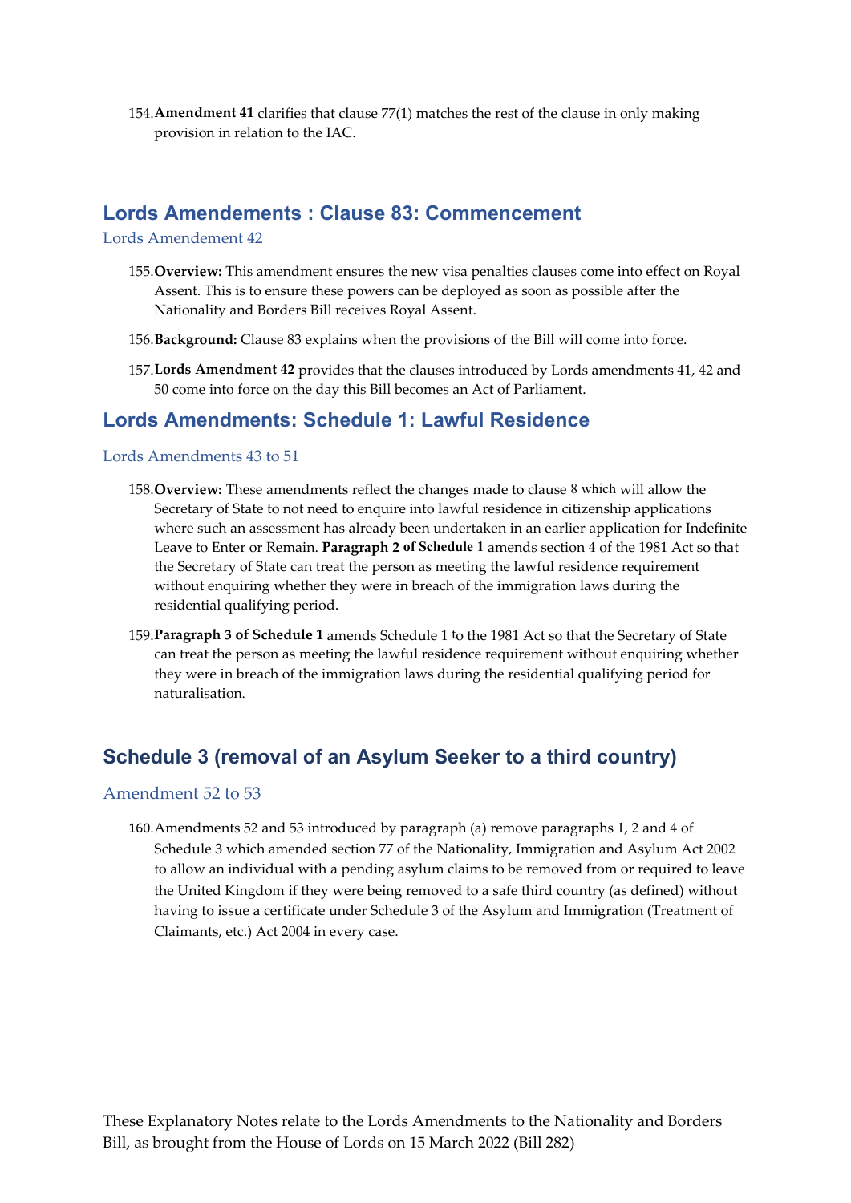154. **Amendment 41** clarifies that clause 77(1) matches the rest of the clause in only making provision in relation to the IAC.

## Lords Amendements : Clause 83: Commencement

### Lords Amendement 42

155. **Overview:** This amendment ensures the new visa penalties clauses come into effect on Royal Assent. This is to ensure these powers can be deployed as soon as possible after the Nationality and Borders Bill receives Royal Assent.

156. **Background:** Clause 83 explains when the provisions of the Bill will come into force.

157. **Lords Amendment 42** provides that the clauses introduced by Lords amendments 41, 42 and 50 come into force on the day this Bill becomes an Act of Parliament.

## Lords Amendments: Schedule 1: Lawful Residence

### Lords Amendments 43 to 51

158. **Overview:** These amendments reflect the changes made to clause 8 which will allow the Secretary of State to not need to enquire into lawful residence in citizenship applications where such an assessment has already been undertaken in an earlier application for Indefinite Leave to Enter or Remain. **Paragraph 2 of Schedule 1** amends section 4 of the 1981 Act so that the Secretary of State can treat the person as meeting the lawful residence requirement without enquiring whether they were in breach of the immigration laws during the residential qualifying period.

159. **Paragraph 3 of Schedule 1** amends Schedule 1 to the 1981 Act so that the Secretary of State can treat the person as meeting the lawful residence requirement without enquiring whether they were in breach of the immigration laws during the residential qualifying period for naturalisation.

## Schedule 3 (removal of an Asylum Seeker to a third country)

### Amendment 52 to 53

160. Amendments 52 and 53 introduced by paragraph (a) remove paragraphs 1, 2 and 4 of Schedule 3 which amended section 77 of the Nationality, Immigration and Asylum Act 2002 to allow an individual with a pending asylum claims to be removed from or required to leave the United Kingdom if they were being removed to a safe third country (as defined) without having to issue a certificate under Schedule 3 of the Asylum and Immigration (Treatment of Claimants, etc.) Act 2004 in every case.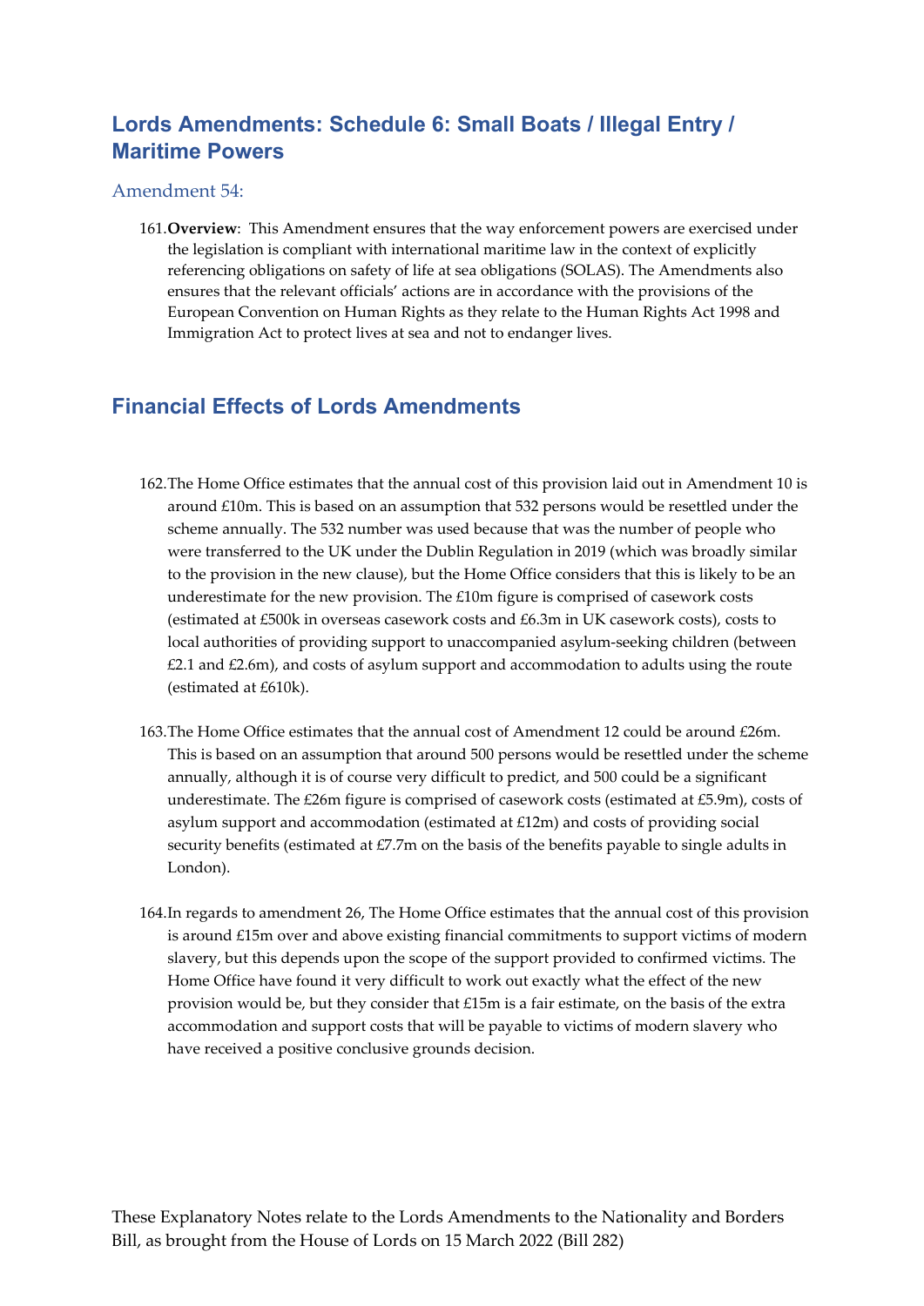## Lords Amendments: Schedule 6: Small Boats / Illegal Entry / Maritime Powers

### Amendment 54:

161. **Overview**: This Amendment ensures that the way enforcement powers are exercised under the legislation is compliant with international maritime law in the context of explicitly referencing obligations on safety of life at sea obligations (SOLAS). The Amendments also ensures that the relevant officials' actions are in accordance with the provisions of the European Convention on Human Rights as they relate to the Human Rights Act 1998 and Immigration Act to protect lives at sea and not to endanger lives.

## Financial Effects of Lords Amendments

162. The Home Office estimates that the annual cost of this provision laid out in Amendment 10 is around £10m. This is based on an assumption that 532 persons would be resettled under the scheme annually. The 532 number was used because that was the number of people who were transferred to the UK under the Dublin Regulation in 2019 (which was broadly similar to the provision in the new clause), but the Home Office considers that this is likely to be an underestimate for the new provision. The £10m figure is comprised of casework costs (estimated at £500k in overseas casework costs and £6.3m in UK casework costs), costs to local authorities of providing support to unaccompanied asylum-seeking children (between £2.1 and £2.6m), and costs of asylum support and accommodation to adults using the route (estimated at £610k).

163. The Home Office estimates that the annual cost of Amendment 12 could be around £26m. This is based on an assumption that around 500 persons would be resettled under the scheme annually, although it is of course very difficult to predict, and 500 could be a significant underestimate. The £26m figure is comprised of casework costs (estimated at £5.9m), costs of asylum support and accommodation (estimated at £12m) and costs of providing social security benefits (estimated at £7.7m on the basis of the benefits payable to single adults in London).

164. In regards to amendment 26, The Home Office estimates that the annual cost of this provision is around £15m over and above existing financial commitments to support victims of modern slavery, but this depends upon the scope of the support provided to confirmed victims. The Home Office have found it very difficult to work out exactly what the effect of the new provision would be, but they consider that £15m is a fair estimate, on the basis of the extra accommodation and support costs that will be payable to victims of modern slavery who have received a positive conclusive grounds decision.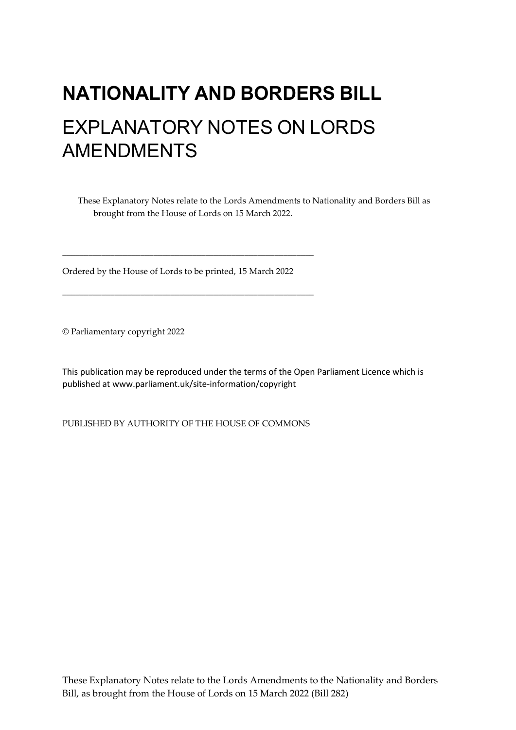# NATIONALITY AND BORDERS BILL

# EXPLANATORY NOTES ON LORDS AMENDMENTS

These Explanatory Notes relate to the Lords Amendments to Nationality and Borders Bill as brought from the House of Lords on 15 March 2022.

---

Ordered by the House of Lords to be printed, 15 March 2022

---

© Parliamentary copyright 2022

This publication may be reproduced under the terms of the Open Parliament Licence which is published at www.parliament.uk/site-information/copyright

PUBLISHED BY AUTHORITY OF THE HOUSE OF COMMONS

These Explanatory Notes relate to the Lords Amendments to the Nationality and Borders Bill, as brought from the House of Lords on 15 March 2022 (Bill 282)